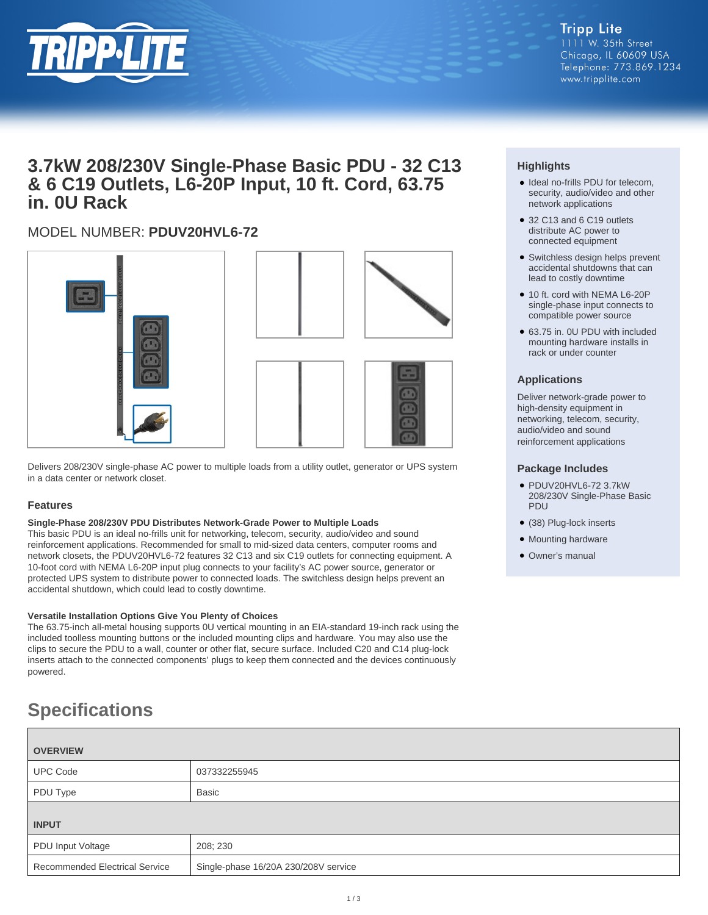Tripp Lite
1111 W. 35th Street
Chicago, IL 60609 USA
Telephone: 773.869.1234
www.tripplite.com

# 3.7kW 208/230V Single-Phase Basic PDU - 32 C13 & 6 C19 Outlets, L6-20P Input, 10 ft. Cord, 63.75 in. 0U Rack

MODEL NUMBER: **PDUV20HVL6-72**

Delivers 208/230V single-phase AC power to multiple loads from a utility outlet, generator or UPS system in a data center or network closet.

### Features

**Single-Phase 208/230V PDU Distributes Network-Grade Power to Multiple Loads**
This basic PDU is an ideal no-frills unit for networking, telecom, security, audio/video and sound reinforcement applications. Recommended for small to mid-sized data centers, computer rooms and network closets, the PDUV20HVL6-72 features 32 C13 and six C19 outlets for connecting equipment. A 10-foot cord with NEMA L6-20P input plug connects to your facility's AC power source, generator or protected UPS system to distribute power to connected loads. The switchless design helps prevent an accidental shutdown, which could lead to costly downtime.

**Versatile Installation Options Give You Plenty of Choices**
The 63.75-inch all-metal housing supports 0U vertical mounting in an EIA-standard 19-inch rack using the included toolless mounting buttons or the included mounting clips and hardware. You may also use the clips to secure the PDU to a wall, counter or other flat, secure surface. Included C20 and C14 plug-lock inserts attach to the connected components' plugs to keep them connected and the devices continuously powered.

### Highlights

- Ideal no-frills PDU for telecom, security, audio/video and other network applications
- 32 C13 and 6 C19 outlets distribute AC power to connected equipment
- Switchless design helps prevent accidental shutdowns that can lead to costly downtime
- 10 ft. cord with NEMA L6-20P single-phase input connects to compatible power source
- 63.75 in. 0U PDU with included mounting hardware installs in rack or under counter

### Applications

Deliver network-grade power to high-density equipment in networking, telecom, security, audio/video and sound reinforcement applications

### Package Includes

- PDUV20HVL6-72 3.7kW 208/230V Single-Phase Basic PDU
- (38) Plug-lock inserts
- Mounting hardware
- Owner's manual

## Specifications

| OVERVIEW | |
|---|---|
| UPC Code | 037332255945 |
| PDU Type | Basic |
| **INPUT** | |
| PDU Input Voltage | 208; 230 |
| Recommended Electrical Service | Single-phase 16/20A 230/208V service |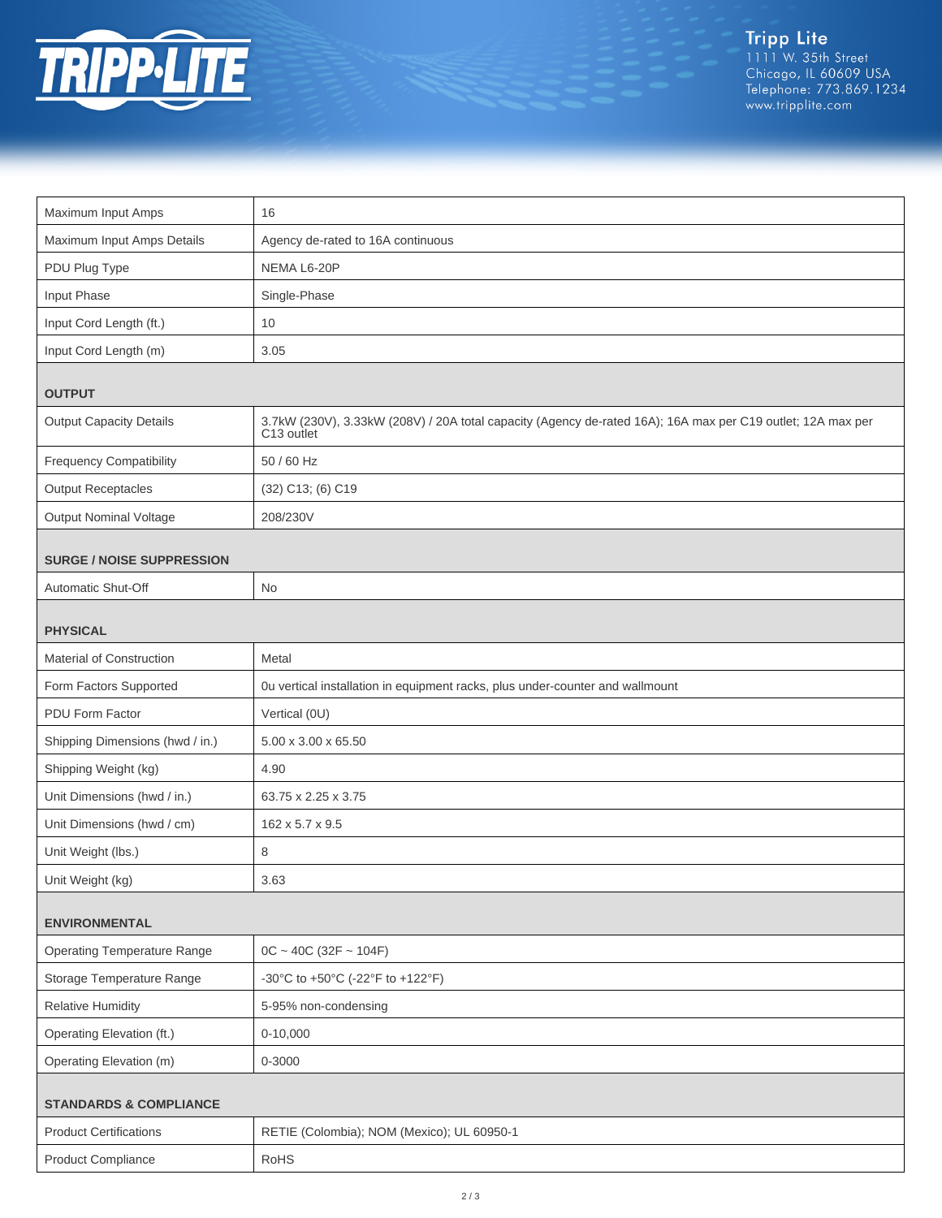| | |
|---|---|
| Maximum Input Amps | 16 |
| Maximum Input Amps Details | Agency de-rated to 16A continuous |
| PDU Plug Type | NEMA L6-20P |
| Input Phase | Single-Phase |
| Input Cord Length (ft.) | 10 |
| Input Cord Length (m) | 3.05 |
| **OUTPUT** | |
| Output Capacity Details | 3.7kW (230V), 3.33kW (208V) / 20A total capacity (Agency de-rated 16A); 16A max per C19 outlet; 12A max per C13 outlet |
| Frequency Compatibility | 50 / 60 Hz |
| Output Receptacles | (32) C13; (6) C19 |
| Output Nominal Voltage | 208/230V |
| **SURGE / NOISE SUPPRESSION** | |
| Automatic Shut-Off | No |
| **PHYSICAL** | |
| Material of Construction | Metal |
| Form Factors Supported | 0u vertical installation in equipment racks, plus under-counter and wallmount |
| PDU Form Factor | Vertical (0U) |
| Shipping Dimensions (hwd / in.) | 5.00 x 3.00 x 65.50 |
| Shipping Weight (kg) | 4.90 |
| Unit Dimensions (hwd / in.) | 63.75 x 2.25 x 3.75 |
| Unit Dimensions (hwd / cm) | 162 x 5.7 x 9.5 |
| Unit Weight (lbs.) | 8 |
| Unit Weight (kg) | 3.63 |
| **ENVIRONMENTAL** | |
| Operating Temperature Range | 0C ~ 40C (32F ~ 104F) |
| Storage Temperature Range | -30°C to +50°C (-22°F to +122°F) |
| Relative Humidity | 5-95% non-condensing |
| Operating Elevation (ft.) | 0-10,000 |
| Operating Elevation (m) | 0-3000 |
| **STANDARDS & COMPLIANCE** | |
| Product Certifications | RETIE (Colombia); NOM (Mexico); UL 60950-1 |
| Product Compliance | RoHS |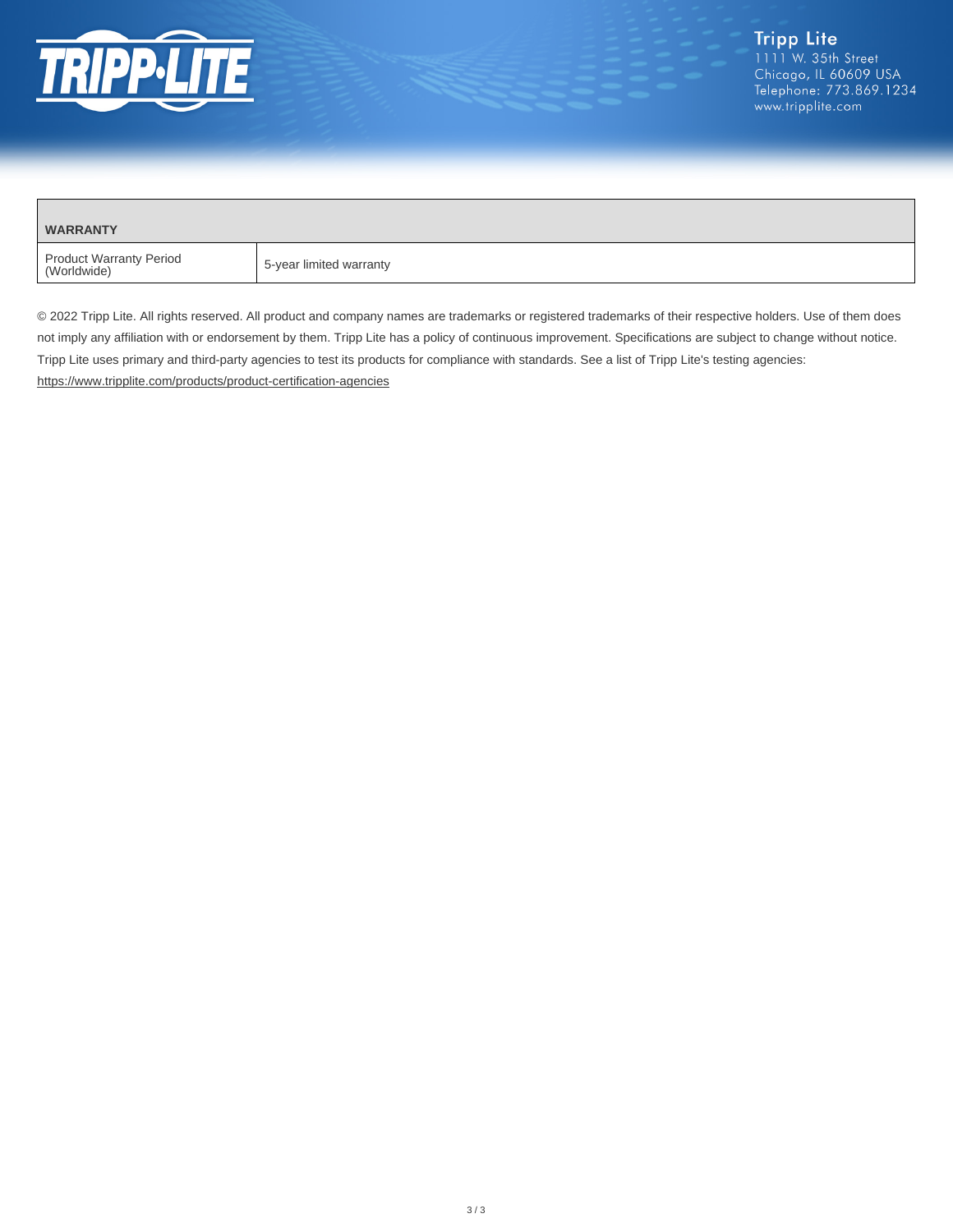| WARRANTY | |
| --- | --- |
| Product Warranty Period (Worldwide) | 5-year limited warranty |

© 2022 Tripp Lite. All rights reserved. All product and company names are trademarks or registered trademarks of their respective holders. Use of them does not imply any affiliation with or endorsement by them. Tripp Lite has a policy of continuous improvement. Specifications are subject to change without notice. Tripp Lite uses primary and third-party agencies to test its products for compliance with standards. See a list of Tripp Lite's testing agencies: https://www.tripplite.com/products/product-certification-agencies